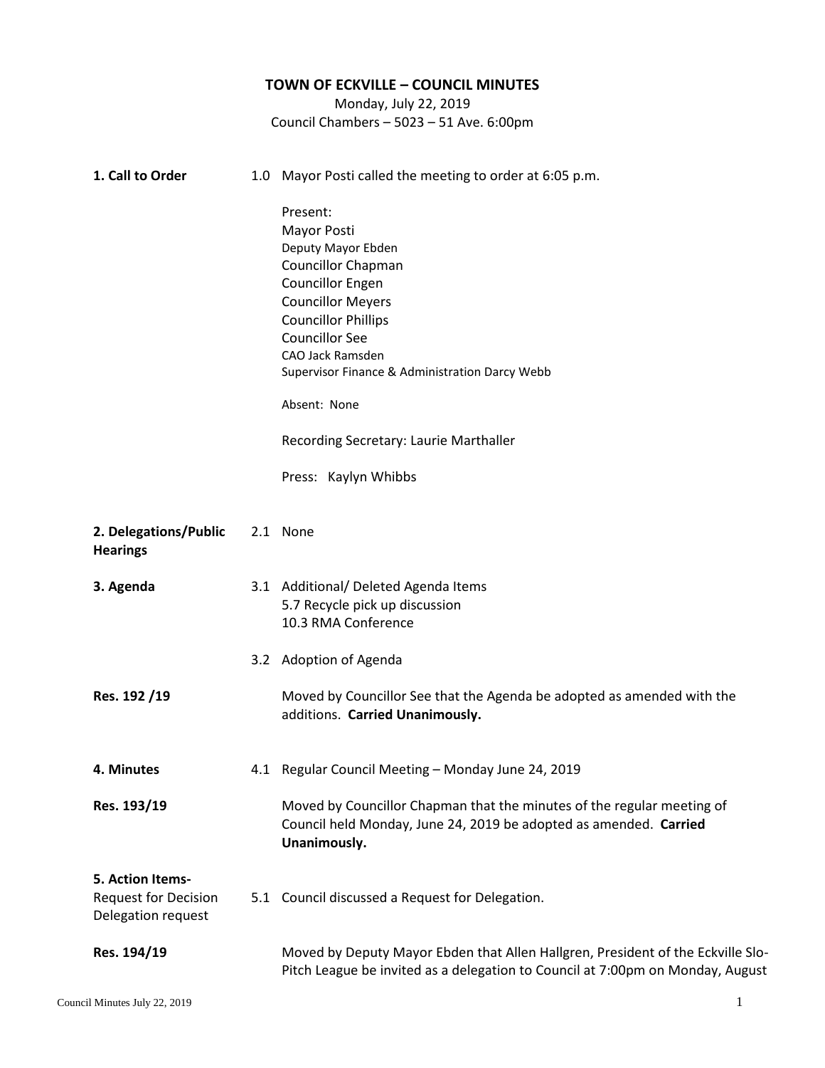# TOWN OF ECKVILLE – COUNCIL MINUTES

Monday, July 22, 2019
Council Chambers – 5023 – 51 Ave. 6:00pm

**1. Call to Order**

1.0 Mayor Posti called the meeting to order at 6:05 p.m.

Present:
Mayor Posti
Deputy Mayor Ebden
Councillor Chapman
Councillor Engen
Councillor Meyers
Councillor Phillips
Councillor See
CAO Jack Ramsden
Supervisor Finance & Administration Darcy Webb

Absent: None

Recording Secretary: Laurie Marthaller

Press: Kaylyn Whibbs

**2. Delegations/Public Hearings**

2.1 None

**3. Agenda**

3.1 Additional/ Deleted Agenda Items
5.7 Recycle pick up discussion
10.3 RMA Conference

3.2 Adoption of Agenda

**Res. 192 /19**

Moved by Councillor See that the Agenda be adopted as amended with the additions. **Carried Unanimously.**

**4. Minutes**

4.1 Regular Council Meeting – Monday June 24, 2019

**Res. 193/19**

Moved by Councillor Chapman that the minutes of the regular meeting of Council held Monday, June 24, 2019 be adopted as amended. **Carried Unanimously.**

**5. Action Items-**
Request for Decision
Delegation request

5.1 Council discussed a Request for Delegation.

**Res. 194/19**

Moved by Deputy Mayor Ebden that Allen Hallgren, President of the Eckville Slo-Pitch League be invited as a delegation to Council at 7:00pm on Monday, August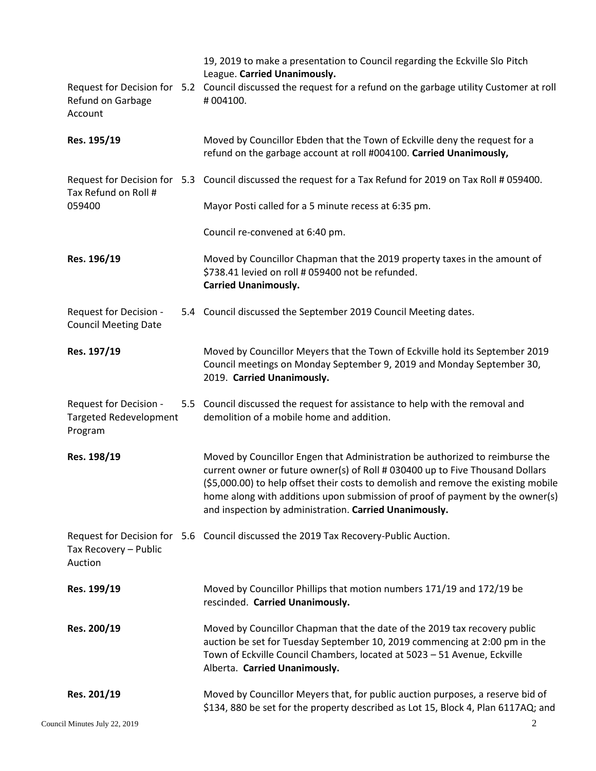19, 2019 to make a presentation to Council regarding the Eckville Slo Pitch League. **Carried Unanimously.**

Request for Decision for Refund on Garbage Account

5.2 Council discussed the request for a refund on the garbage utility Customer at roll # 004100.

**Res. 195/19**

Moved by Councillor Ebden that the Town of Eckville deny the request for a refund on the garbage account at roll #004100. **Carried Unanimously,**

Request for Decision for Tax Refund on Roll # 059400

5.3 Council discussed the request for a Tax Refund for 2019 on Tax Roll # 059400.

Mayor Posti called for a 5 minute recess at 6:35 pm.

Council re-convened at 6:40 pm.

**Res. 196/19**

Moved by Councillor Chapman that the 2019 property taxes in the amount of $738.41 levied on roll # 059400 not be refunded.
**Carried Unanimously.**

Request for Decision - Council Meeting Date

5.4 Council discussed the September 2019 Council Meeting dates.

**Res. 197/19**

Moved by Councillor Meyers that the Town of Eckville hold its September 2019 Council meetings on Monday September 9, 2019 and Monday September 30, 2019. **Carried Unanimously.**

Request for Decision - Targeted Redevelopment Program

5.5 Council discussed the request for assistance to help with the removal and demolition of a mobile home and addition.

**Res. 198/19**

Moved by Councillor Engen that Administration be authorized to reimburse the current owner or future owner(s) of Roll # 030400 up to Five Thousand Dollars ($5,000.00) to help offset their costs to demolish and remove the existing mobile home along with additions upon submission of proof of payment by the owner(s) and inspection by administration. **Carried Unanimously.**

Request for Decision for Tax Recovery – Public Auction

5.6 Council discussed the 2019 Tax Recovery-Public Auction.

**Res. 199/19**

Moved by Councillor Phillips that motion numbers 171/19 and 172/19 be rescinded. **Carried Unanimously.**

**Res. 200/19**

Moved by Councillor Chapman that the date of the 2019 tax recovery public auction be set for Tuesday September 10, 2019 commencing at 2:00 pm in the Town of Eckville Council Chambers, located at 5023 – 51 Avenue, Eckville Alberta. **Carried Unanimously.**

**Res. 201/19**

Moved by Councillor Meyers that, for public auction purposes, a reserve bid of $134, 880 be set for the property described as Lot 15, Block 4, Plan 6117AQ; and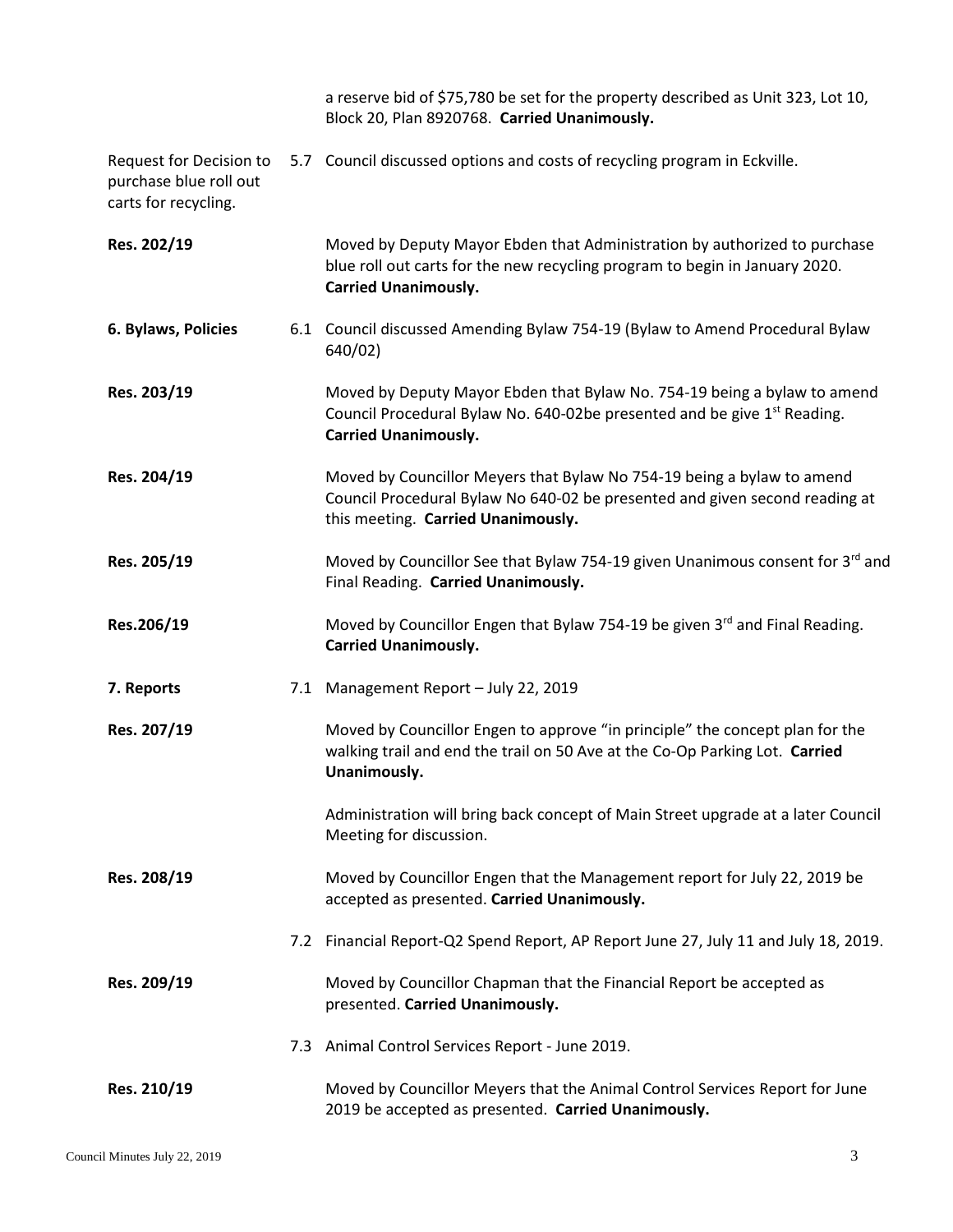a reserve bid of $75,780 be set for the property described as Unit 323, Lot 10, Block 20, Plan 8920768. **Carried Unanimously.**

Request for Decision to purchase blue roll out carts for recycling.

5.7 Council discussed options and costs of recycling program in Eckville.

**Res. 202/19**

Moved by Deputy Mayor Ebden that Administration by authorized to purchase blue roll out carts for the new recycling program to begin in January 2020. **Carried Unanimously.**

**6. Bylaws, Policies**

6.1 Council discussed Amending Bylaw 754-19 (Bylaw to Amend Procedural Bylaw 640/02)

**Res. 203/19**

Moved by Deputy Mayor Ebden that Bylaw No. 754-19 being a bylaw to amend Council Procedural Bylaw No. 640-02be presented and be give 1st Reading. **Carried Unanimously.**

**Res. 204/19**

Moved by Councillor Meyers that Bylaw No 754-19 being a bylaw to amend Council Procedural Bylaw No 640-02 be presented and given second reading at this meeting. **Carried Unanimously.**

**Res. 205/19**

Moved by Councillor See that Bylaw 754-19 given Unanimous consent for 3rd and Final Reading. **Carried Unanimously.**

**Res.206/19**

Moved by Councillor Engen that Bylaw 754-19 be given 3rd and Final Reading. **Carried Unanimously.**

**7. Reports**

7.1 Management Report – July 22, 2019

**Res. 207/19**

Moved by Councillor Engen to approve "in principle" the concept plan for the walking trail and end the trail on 50 Ave at the Co-Op Parking Lot. **Carried Unanimously.**

Administration will bring back concept of Main Street upgrade at a later Council Meeting for discussion.

**Res. 208/19**

Moved by Councillor Engen that the Management report for July 22, 2019 be accepted as presented. **Carried Unanimously.**

7.2 Financial Report-Q2 Spend Report, AP Report June 27, July 11 and July 18, 2019.

**Res. 209/19**

Moved by Councillor Chapman that the Financial Report be accepted as presented. **Carried Unanimously.**

7.3 Animal Control Services Report - June 2019.

**Res. 210/19**

Moved by Councillor Meyers that the Animal Control Services Report for June 2019 be accepted as presented. **Carried Unanimously.**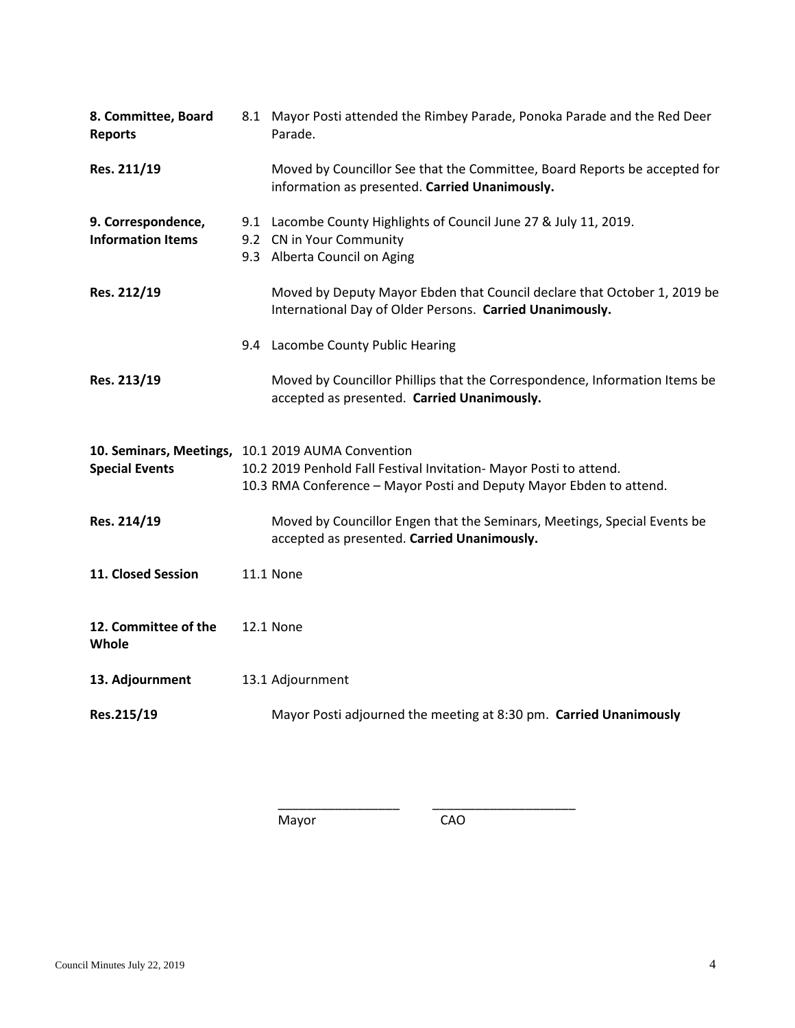**8. Committee, Board Reports**

8.1 Mayor Posti attended the Rimbey Parade, Ponoka Parade and the Red Deer Parade.

**Res. 211/19**

Moved by Councillor See that the Committee, Board Reports be accepted for information as presented. **Carried Unanimously.**

**9. Correspondence, Information Items**

9.1 Lacombe County Highlights of Council June 27 & July 11, 2019.
9.2 CN in Your Community
9.3 Alberta Council on Aging

**Res. 212/19**

Moved by Deputy Mayor Ebden that Council declare that October 1, 2019 be International Day of Older Persons. **Carried Unanimously.**

9.4 Lacombe County Public Hearing

**Res. 213/19**

Moved by Councillor Phillips that the Correspondence, Information Items be accepted as presented. **Carried Unanimously.**

**10. Seminars, Meetings, Special Events**

10.1 2019 AUMA Convention
10.2 2019 Penhold Fall Festival Invitation- Mayor Posti to attend.
10.3 RMA Conference – Mayor Posti and Deputy Mayor Ebden to attend.

**Res. 214/19**

Moved by Councillor Engen that the Seminars, Meetings, Special Events be accepted as presented. **Carried Unanimously.**

**11. Closed Session**

11.1 None

**12. Committee of the Whole**

12.1 None

**13. Adjournment**

13.1 Adjournment

**Res.215/19**

Mayor Posti adjourned the meeting at 8:30 pm. **Carried Unanimously**

_________________ ____________________
Mayor CAO